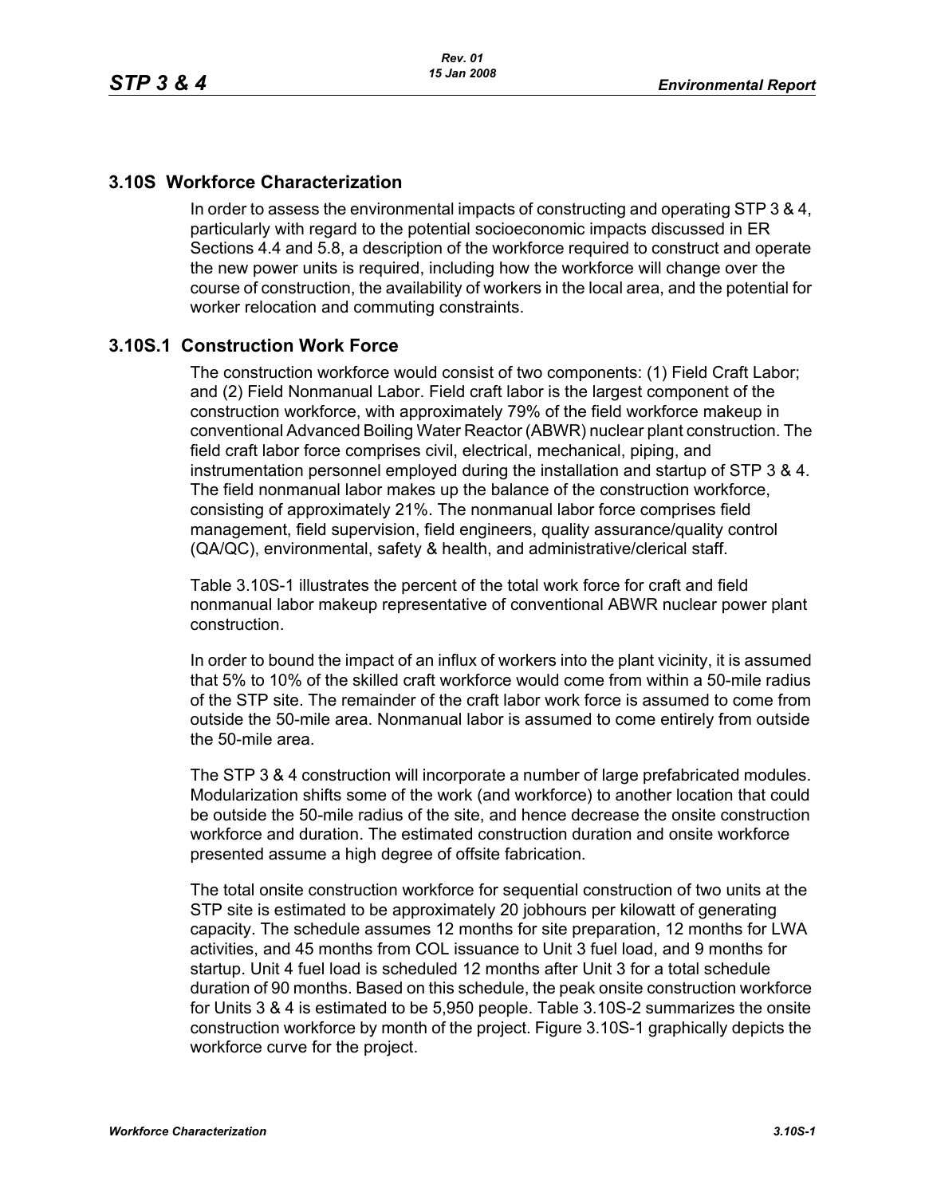## 3.10S Workforce Characterization

In order to assess the environmental impacts of constructing and operating STP 3 & 4, particularly with regard to the potential socioeconomic impacts discussed in ER Sections 4.4 and 5.8, a description of the workforce required to construct and operate the new power units is required, including how the workforce will change over the course of construction, the availability of workers in the local area, and the potential for worker relocation and commuting constraints.

## 3.10S.1 Construction Work Force

The construction workforce would consist of two components: (1) Field Craft Labor; and (2) Field Nonmanual Labor. Field craft labor is the largest component of the construction workforce, with approximately 79% of the field workforce makeup in conventional Advanced Boiling Water Reactor (ABWR) nuclear plant construction. The field craft labor force comprises civil, electrical, mechanical, piping, and instrumentation personnel employed during the installation and startup of STP 3 & 4. The field nonmanual labor makes up the balance of the construction workforce, consisting of approximately 21%. The nonmanual labor force comprises field management, field supervision, field engineers, quality assurance/quality control (QA/QC), environmental, safety & health, and administrative/clerical staff.

Table 3.10S-1 illustrates the percent of the total work force for craft and field nonmanual labor makeup representative of conventional ABWR nuclear power plant construction.

In order to bound the impact of an influx of workers into the plant vicinity, it is assumed that 5% to 10% of the skilled craft workforce would come from within a 50-mile radius of the STP site. The remainder of the craft labor work force is assumed to come from outside the 50-mile area. Nonmanual labor is assumed to come entirely from outside the 50-mile area.

The STP 3 & 4 construction will incorporate a number of large prefabricated modules. Modularization shifts some of the work (and workforce) to another location that could be outside the 50-mile radius of the site, and hence decrease the onsite construction workforce and duration. The estimated construction duration and onsite workforce presented assume a high degree of offsite fabrication.

The total onsite construction workforce for sequential construction of two units at the STP site is estimated to be approximately 20 jobhours per kilowatt of generating capacity. The schedule assumes 12 months for site preparation, 12 months for LWA activities, and 45 months from COL issuance to Unit 3 fuel load, and 9 months for startup. Unit 4 fuel load is scheduled 12 months after Unit 3 for a total schedule duration of 90 months. Based on this schedule, the peak onsite construction workforce for Units 3 & 4 is estimated to be 5,950 people. Table 3.10S-2 summarizes the onsite construction workforce by month of the project. Figure 3.10S-1 graphically depicts the workforce curve for the project.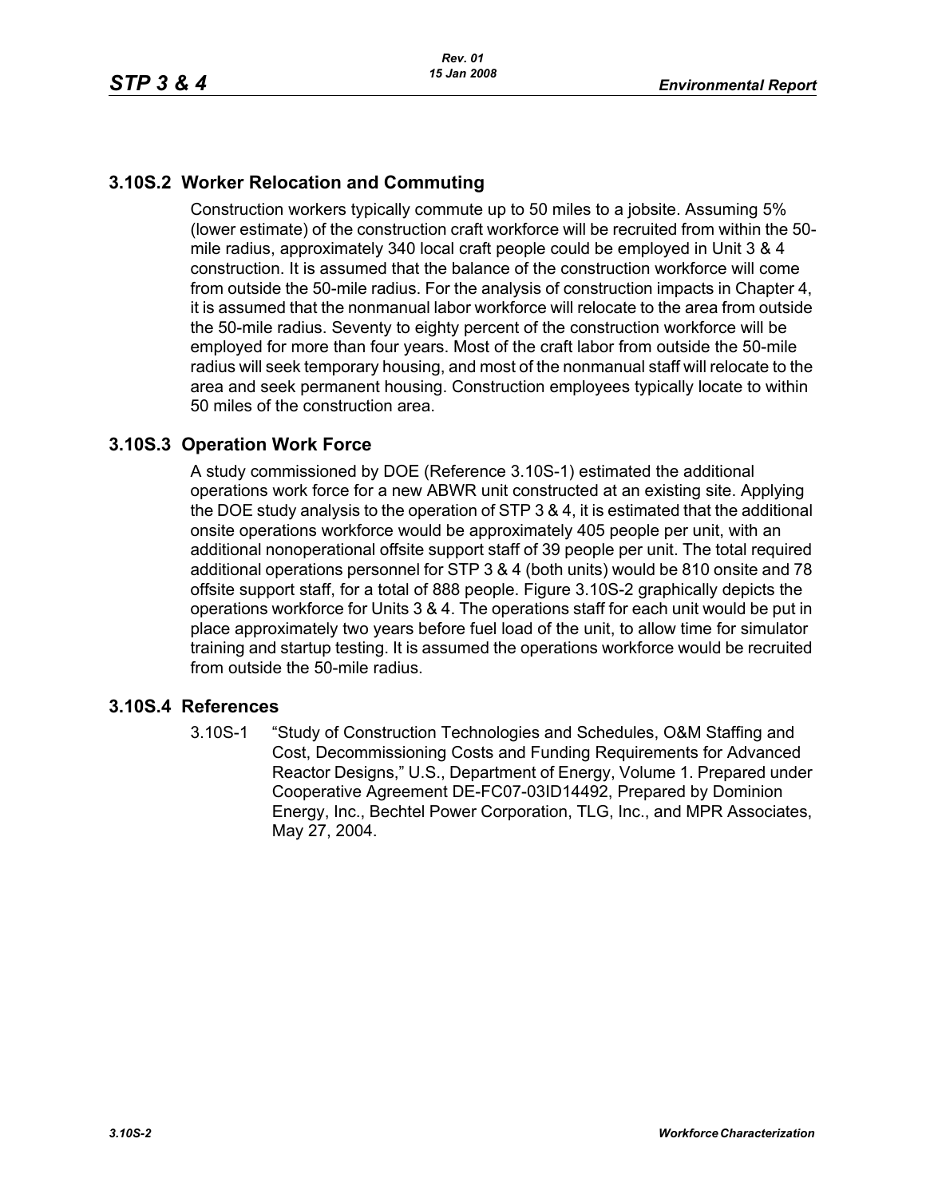## 3.10S.2 Worker Relocation and Commuting

Construction workers typically commute up to 50 miles to a jobsite. Assuming 5% (lower estimate) of the construction craft workforce will be recruited from within the 50-mile radius, approximately 340 local craft people could be employed in Unit 3 & 4 construction. It is assumed that the balance of the construction workforce will come from outside the 50-mile radius. For the analysis of construction impacts in Chapter 4, it is assumed that the nonmanual labor workforce will relocate to the area from outside the 50-mile radius. Seventy to eighty percent of the construction workforce will be employed for more than four years. Most of the craft labor from outside the 50-mile radius will seek temporary housing, and most of the nonmanual staff will relocate to the area and seek permanent housing. Construction employees typically locate to within 50 miles of the construction area.

## 3.10S.3 Operation Work Force

A study commissioned by DOE (Reference 3.10S-1) estimated the additional operations work force for a new ABWR unit constructed at an existing site. Applying the DOE study analysis to the operation of STP 3 & 4, it is estimated that the additional onsite operations workforce would be approximately 405 people per unit, with an additional nonoperational offsite support staff of 39 people per unit. The total required additional operations personnel for STP 3 & 4 (both units) would be 810 onsite and 78 offsite support staff, for a total of 888 people. Figure 3.10S-2 graphically depicts the operations workforce for Units 3 & 4. The operations staff for each unit would be put in place approximately two years before fuel load of the unit, to allow time for simulator training and startup testing. It is assumed the operations workforce would be recruited from outside the 50-mile radius.

## 3.10S.4 References

3.10S-1 "Study of Construction Technologies and Schedules, O&M Staffing and Cost, Decommissioning Costs and Funding Requirements for Advanced Reactor Designs," U.S., Department of Energy, Volume 1. Prepared under Cooperative Agreement DE-FC07-03ID14492, Prepared by Dominion Energy, Inc., Bechtel Power Corporation, TLG, Inc., and MPR Associates, May 27, 2004.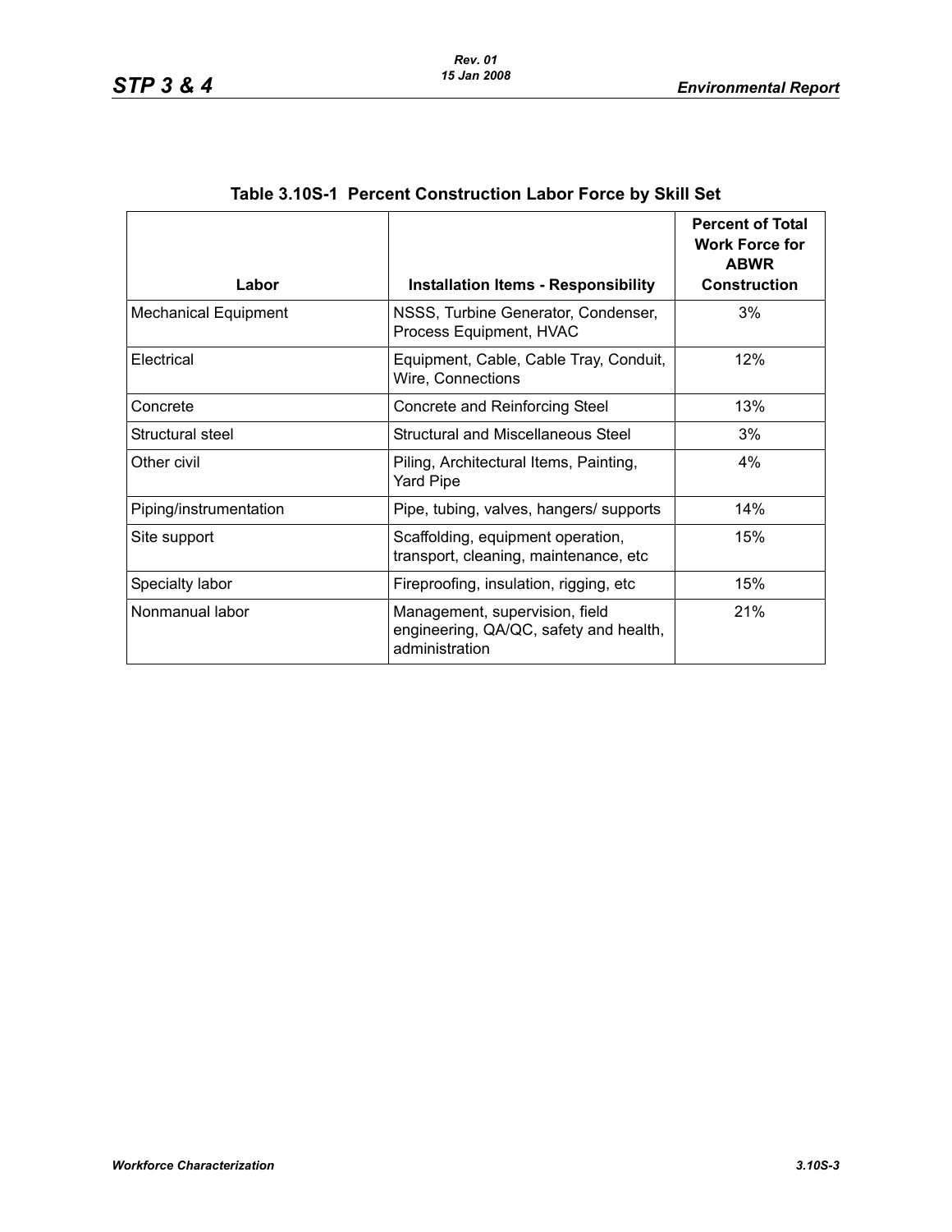**Table 3.10S-1 Percent Construction Labor Force by Skill Set**

| Labor | Installation Items - Responsibility | Percent of Total Work Force for ABWR Construction |
|---|---|---|
| Mechanical Equipment | NSSS, Turbine Generator, Condenser, Process Equipment, HVAC | 3% |
| Electrical | Equipment, Cable, Cable Tray, Conduit, Wire, Connections | 12% |
| Concrete | Concrete and Reinforcing Steel | 13% |
| Structural steel | Structural and Miscellaneous Steel | 3% |
| Other civil | Piling, Architectural Items, Painting, Yard Pipe | 4% |
| Piping/instrumentation | Pipe, tubing, valves, hangers/ supports | 14% |
| Site support | Scaffolding, equipment operation, transport, cleaning, maintenance, etc | 15% |
| Specialty labor | Fireproofing, insulation, rigging, etc | 15% |
| Nonmanual labor | Management, supervision, field engineering, QA/QC, safety and health, administration | 21% |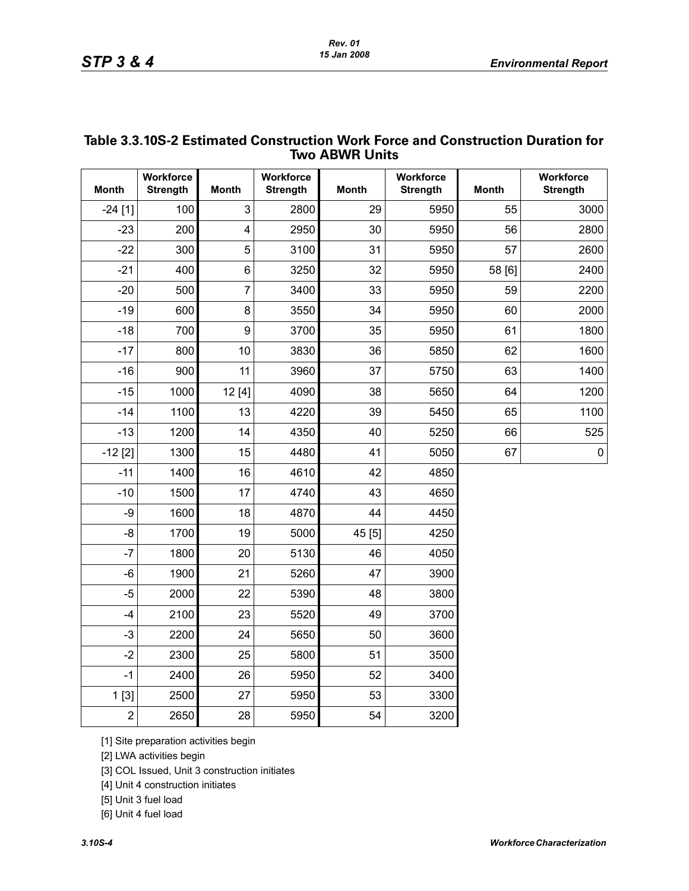## Table 3.3.10S-2 Estimated Construction Work Force and Construction Duration for Two ABWR Units

| Month | Workforce Strength | Month | Workforce Strength | Month | Workforce Strength | Month | Workforce Strength |
|---|---|---|---|---|---|---|---|
| -24 [1] | 100 | 3 | 2800 | 29 | 5950 | 55 | 3000 |
| -23 | 200 | 4 | 2950 | 30 | 5950 | 56 | 2800 |
| -22 | 300 | 5 | 3100 | 31 | 5950 | 57 | 2600 |
| -21 | 400 | 6 | 3250 | 32 | 5950 | 58 [6] | 2400 |
| -20 | 500 | 7 | 3400 | 33 | 5950 | 59 | 2200 |
| -19 | 600 | 8 | 3550 | 34 | 5950 | 60 | 2000 |
| -18 | 700 | 9 | 3700 | 35 | 5950 | 61 | 1800 |
| -17 | 800 | 10 | 3830 | 36 | 5850 | 62 | 1600 |
| -16 | 900 | 11 | 3960 | 37 | 5750 | 63 | 1400 |
| -15 | 1000 | 12 [4] | 4090 | 38 | 5650 | 64 | 1200 |
| -14 | 1100 | 13 | 4220 | 39 | 5450 | 65 | 1100 |
| -13 | 1200 | 14 | 4350 | 40 | 5250 | 66 | 525 |
| -12 [2] | 1300 | 15 | 4480 | 41 | 5050 | 67 | 0 |
| -11 | 1400 | 16 | 4610 | 42 | 4850 | | |
| -10 | 1500 | 17 | 4740 | 43 | 4650 | | |
| -9 | 1600 | 18 | 4870 | 44 | 4450 | | |
| -8 | 1700 | 19 | 5000 | 45 [5] | 4250 | | |
| -7 | 1800 | 20 | 5130 | 46 | 4050 | | |
| -6 | 1900 | 21 | 5260 | 47 | 3900 | | |
| -5 | 2000 | 22 | 5390 | 48 | 3800 | | |
| -4 | 2100 | 23 | 5520 | 49 | 3700 | | |
| -3 | 2200 | 24 | 5650 | 50 | 3600 | | |
| -2 | 2300 | 25 | 5800 | 51 | 3500 | | |
| -1 | 2400 | 26 | 5950 | 52 | 3400 | | |
| 1 [3] | 2500 | 27 | 5950 | 53 | 3300 | | |
| 2 | 2650 | 28 | 5950 | 54 | 3200 | | |

[1] Site preparation activities begin

[2] LWA activities begin

[3] COL Issued, Unit 3 construction initiates

[4] Unit 4 construction initiates

[5] Unit 3 fuel load

[6] Unit 4 fuel load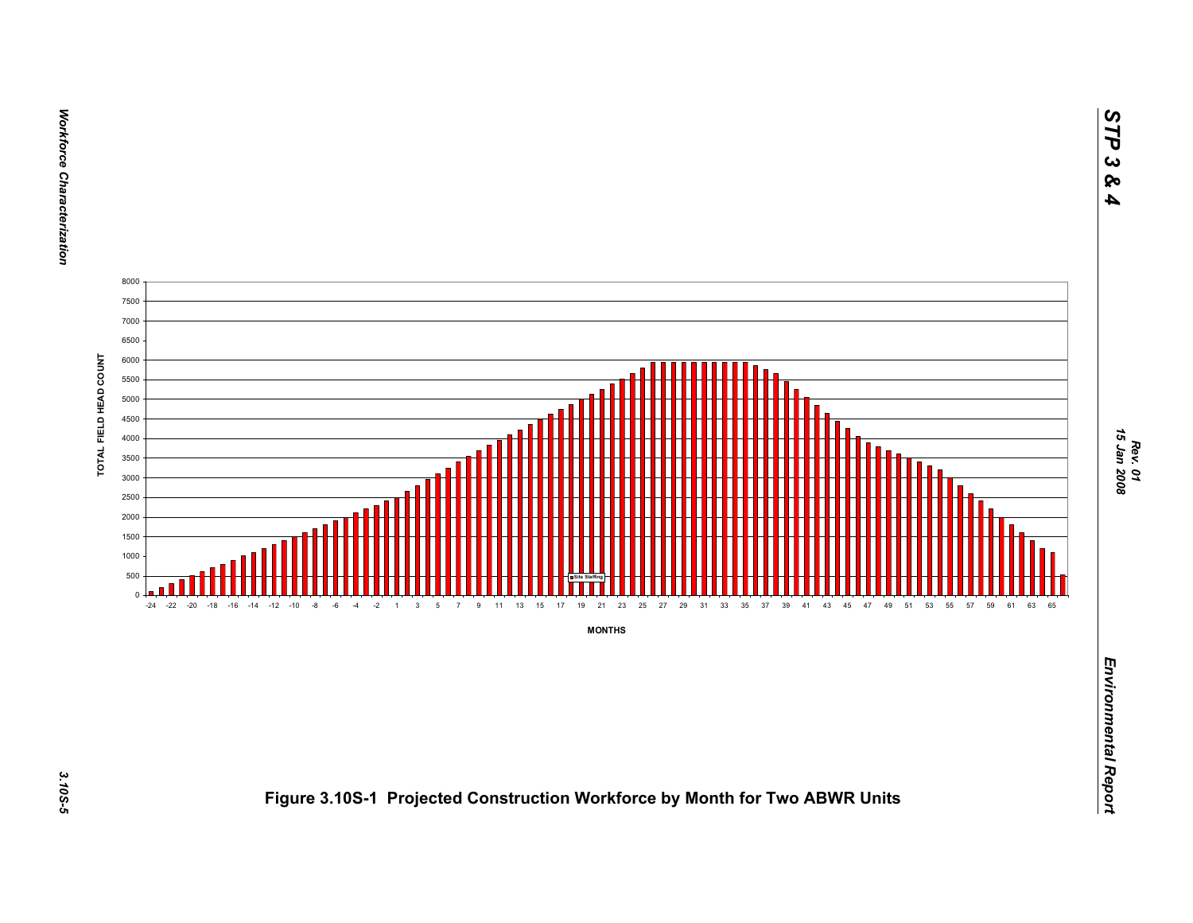Figure 3.10S-1 Projected Construction Workforce by Month for Two ABWR Units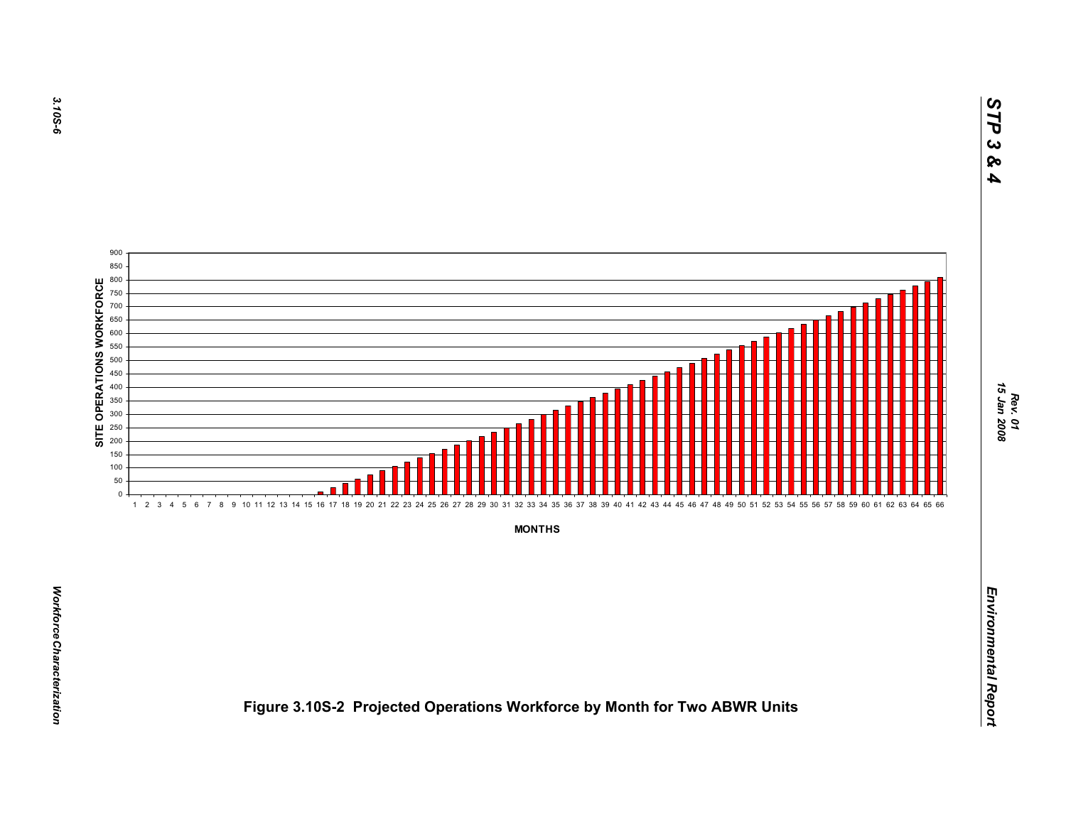900
850
800
750
700
650
600
550
500
450
400
350
300
250
200
150
100
50
0

SITE OPERATIONS WORKFORCE

1 2 3 4 5 6 7 8 9 10 11 12 13 14 15 16 17 18 19 20 21 22 23 24 25 26 27 28 29 30 31 32 33 34 35 36 37 38 39 40 41 42 43 44 45 46 47 48 49 50 51 52 53 54 55 56 57 58 59 60 61 62 63 64 65 66

MONTHS

**Figure 3.10S-2 Projected Operations Workforce by Month for Two ABWR Units**